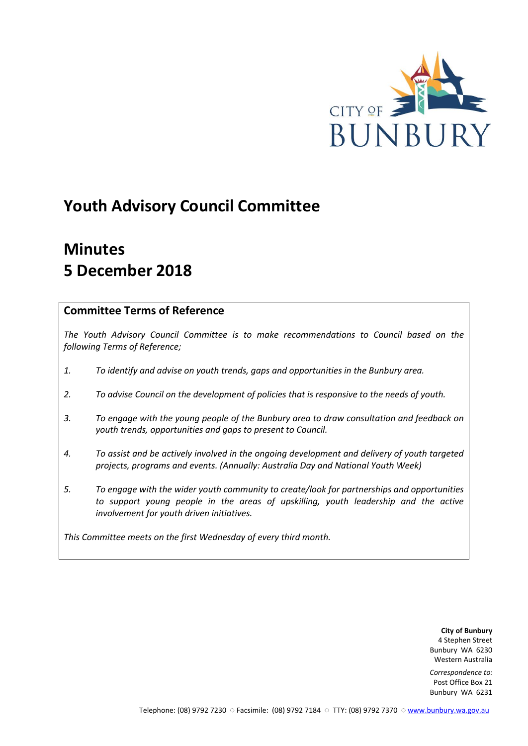CITY OF BUNBURY

# Youth Advisory Council Committee

# Minutes
# 5 December 2018

## Committee Terms of Reference

*The Youth Advisory Council Committee is to make recommendations to Council based on the following Terms of Reference;*

1. *To identify and advise on youth trends, gaps and opportunities in the Bunbury area.*
2. *To advise Council on the development of policies that is responsive to the needs of youth.*
3. *To engage with the young people of the Bunbury area to draw consultation and feedback on youth trends, opportunities and gaps to present to Council.*
4. *To assist and be actively involved in the ongoing development and delivery of youth targeted projects, programs and events. (Annually: Australia Day and National Youth Week)*
5. *To engage with the wider youth community to create/look for partnerships and opportunities to support young people in the areas of upskilling, youth leadership and the active involvement for youth driven initiatives.*

*This Committee meets on the first Wednesday of every third month.*

**City of Bunbury**
4 Stephen Street
Bunbury WA 6230
Western Australia

*Correspondence to:*
Post Office Box 21
Bunbury WA 6231

Telephone: (08) 9792 7230 ○ Facsimile: (08) 9792 7184 ○ TTY: (08) 9792 7370 ○ www.bunbury.wa.gov.au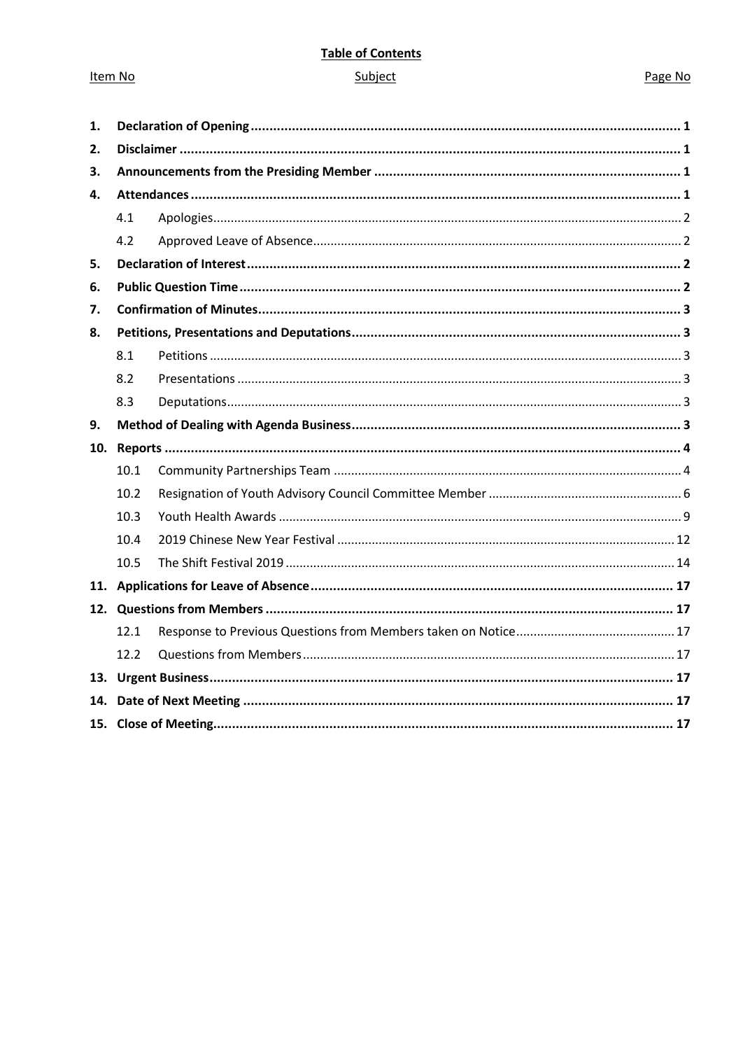**Table of Contents**

| Item No | Subject | Page No |
|---|---|---|
| **1.** | **Declaration of Opening** | **1** |
| **2.** | **Disclaimer** | **1** |
| **3.** | **Announcements from the Presiding Member** | **1** |
| **4.** | **Attendances** | **1** |
| 4.1 | Apologies | 2 |
| 4.2 | Approved Leave of Absence | 2 |
| **5.** | **Declaration of Interest** | **2** |
| **6.** | **Public Question Time** | **2** |
| **7.** | **Confirmation of Minutes** | **3** |
| **8.** | **Petitions, Presentations and Deputations** | **3** |
| 8.1 | Petitions | 3 |
| 8.2 | Presentations | 3 |
| 8.3 | Deputations | 3 |
| **9.** | **Method of Dealing with Agenda Business** | **3** |
| **10.** | **Reports** | **4** |
| 10.1 | Community Partnerships Team | 4 |
| 10.2 | Resignation of Youth Advisory Council Committee Member | 6 |
| 10.3 | Youth Health Awards | 9 |
| 10.4 | 2019 Chinese New Year Festival | 12 |
| 10.5 | The Shift Festival 2019 | 14 |
| **11.** | **Applications for Leave of Absence** | **17** |
| **12.** | **Questions from Members** | **17** |
| 12.1 | Response to Previous Questions from Members taken on Notice | 17 |
| 12.2 | Questions from Members | 17 |
| **13.** | **Urgent Business** | **17** |
| **14.** | **Date of Next Meeting** | **17** |
| **15.** | **Close of Meeting** | **17** |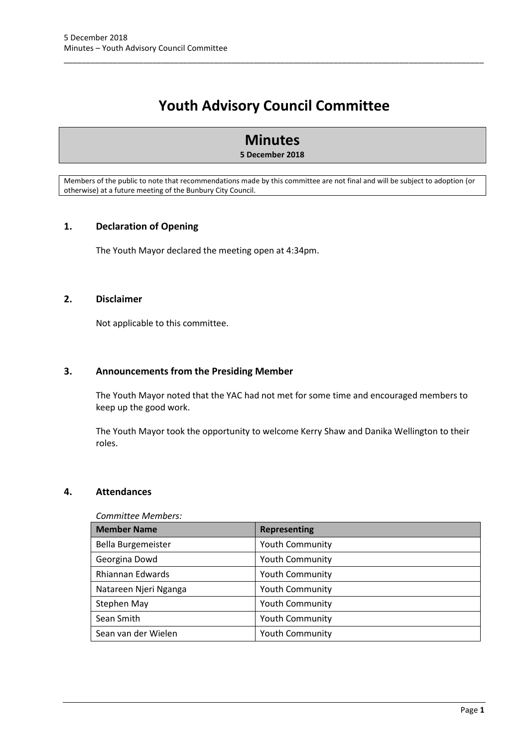# Youth Advisory Council Committee

## Minutes

**5 December 2018**

Members of the public to note that recommendations made by this committee are not final and will be subject to adoption (or otherwise) at a future meeting of the Bunbury City Council.

## 1. Declaration of Opening

The Youth Mayor declared the meeting open at 4:34pm.

## 2. Disclaimer

Not applicable to this committee.

## 3. Announcements from the Presiding Member

The Youth Mayor noted that the YAC had not met for some time and encouraged members to keep up the good work.

The Youth Mayor took the opportunity to welcome Kerry Shaw and Danika Wellington to their roles.

## 4. Attendances

*Committee Members:*

| Member Name | Representing |
|---|---|
| Bella Burgemeister | Youth Community |
| Georgina Dowd | Youth Community |
| Rhiannan Edwards | Youth Community |
| Natareen Njeri Nganga | Youth Community |
| Stephen May | Youth Community |
| Sean Smith | Youth Community |
| Sean van der Wielen | Youth Community |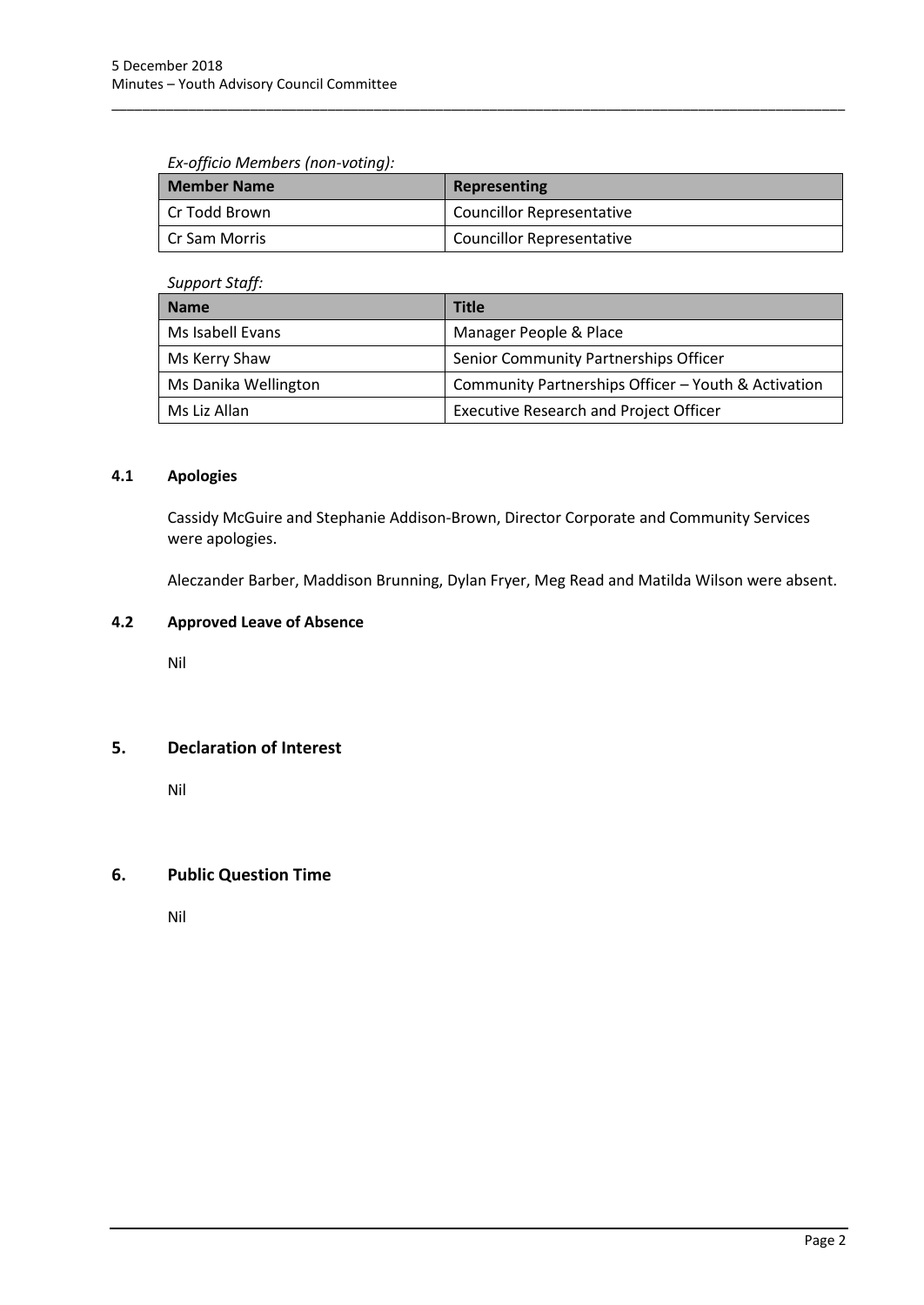*Ex-officio Members (non-voting):*

| Member Name | Representing |
|---|---|
| Cr Todd Brown | Councillor Representative |
| Cr Sam Morris | Councillor Representative |

*Support Staff:*

| Name | Title |
|---|---|
| Ms Isabell Evans | Manager People & Place |
| Ms Kerry Shaw | Senior Community Partnerships Officer |
| Ms Danika Wellington | Community Partnerships Officer – Youth & Activation |
| Ms Liz Allan | Executive Research and Project Officer |

### 4.1 Apologies

Cassidy McGuire and Stephanie Addison-Brown, Director Corporate and Community Services were apologies.

Aleczander Barber, Maddison Brunning, Dylan Fryer, Meg Read and Matilda Wilson were absent.

### 4.2 Approved Leave of Absence

Nil

## 5. Declaration of Interest

Nil

## 6. Public Question Time

Nil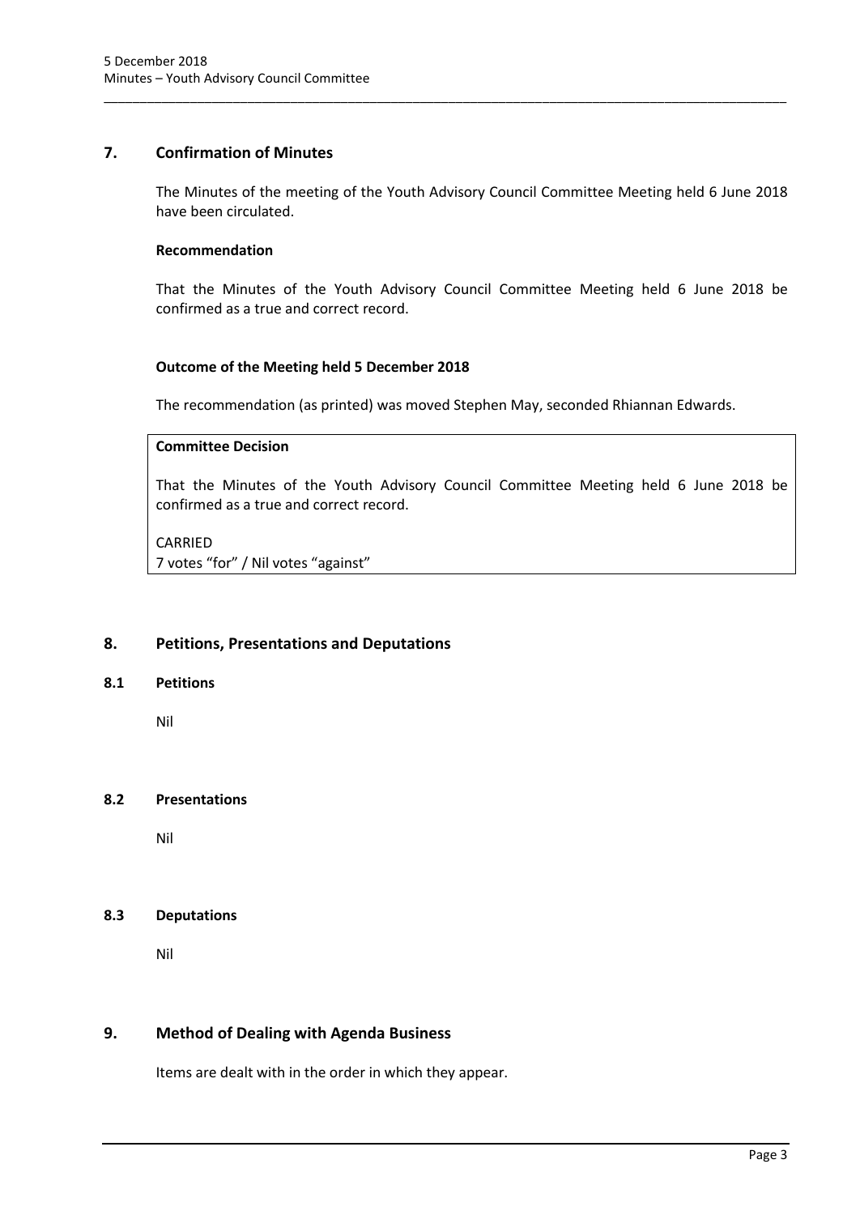## 7. Confirmation of Minutes

The Minutes of the meeting of the Youth Advisory Council Committee Meeting held 6 June 2018 have been circulated.

**Recommendation**

That the Minutes of the Youth Advisory Council Committee Meeting held 6 June 2018 be confirmed as a true and correct record.

**Outcome of the Meeting held 5 December 2018**

The recommendation (as printed) was moved Stephen May, seconded Rhiannan Edwards.

**Committee Decision**

That the Minutes of the Youth Advisory Council Committee Meeting held 6 June 2018 be confirmed as a true and correct record.

CARRIED
7 votes "for" / Nil votes "against"

## 8. Petitions, Presentations and Deputations

### 8.1 Petitions

Nil

### 8.2 Presentations

Nil

### 8.3 Deputations

Nil

## 9. Method of Dealing with Agenda Business

Items are dealt with in the order in which they appear.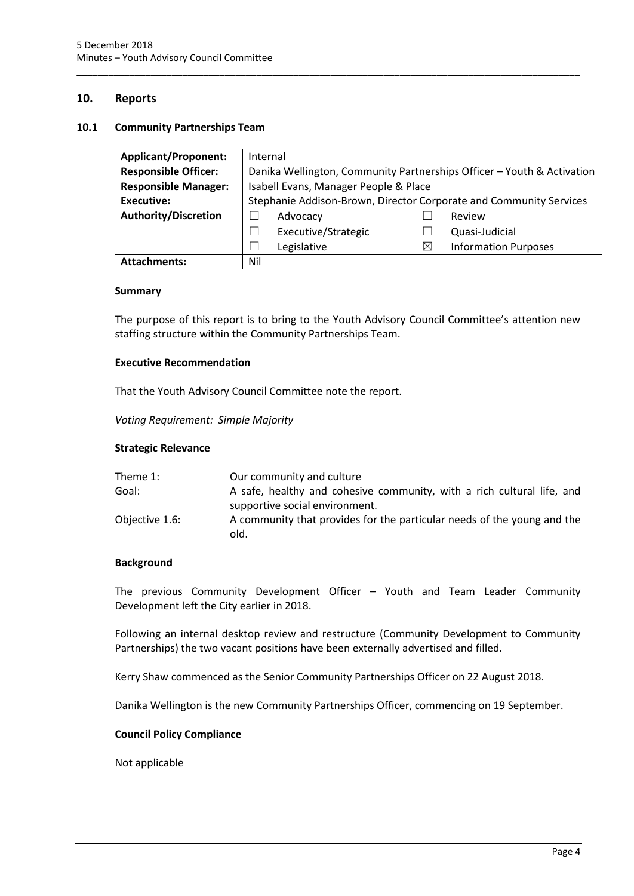## 10. Reports

### 10.1 Community Partnerships Team

| Applicant/Proponent: | Internal | | | |
|---|---|---|---|---|
| **Responsible Officer:** | Danika Wellington, Community Partnerships Officer – Youth & Activation | | | |
| **Responsible Manager:** | Isabell Evans, Manager People & Place | | | |
| **Executive:** | Stephanie Addison-Brown, Director Corporate and Community Services | | | |
| **Authority/Discretion** | ☐ | Advocacy | ☐ | Review |
| | ☐ | Executive/Strategic | ☐ | Quasi-Judicial |
| | ☐ | Legislative | ☒ | Information Purposes |
| **Attachments:** | Nil | | | |

#### Summary

The purpose of this report is to bring to the Youth Advisory Council Committee's attention new staffing structure within the Community Partnerships Team.

#### Executive Recommendation

That the Youth Advisory Council Committee note the report.

*Voting Requirement: Simple Majority*

#### Strategic Relevance

| | |
|---|---|
| Theme 1: | Our community and culture |
| Goal: | A safe, healthy and cohesive community, with a rich cultural life, and supportive social environment. |
| Objective 1.6: | A community that provides for the particular needs of the young and the old. |

#### Background

The previous Community Development Officer – Youth and Team Leader Community Development left the City earlier in 2018.

Following an internal desktop review and restructure (Community Development to Community Partnerships) the two vacant positions have been externally advertised and filled.

Kerry Shaw commenced as the Senior Community Partnerships Officer on 22 August 2018.

Danika Wellington is the new Community Partnerships Officer, commencing on 19 September.

#### Council Policy Compliance

Not applicable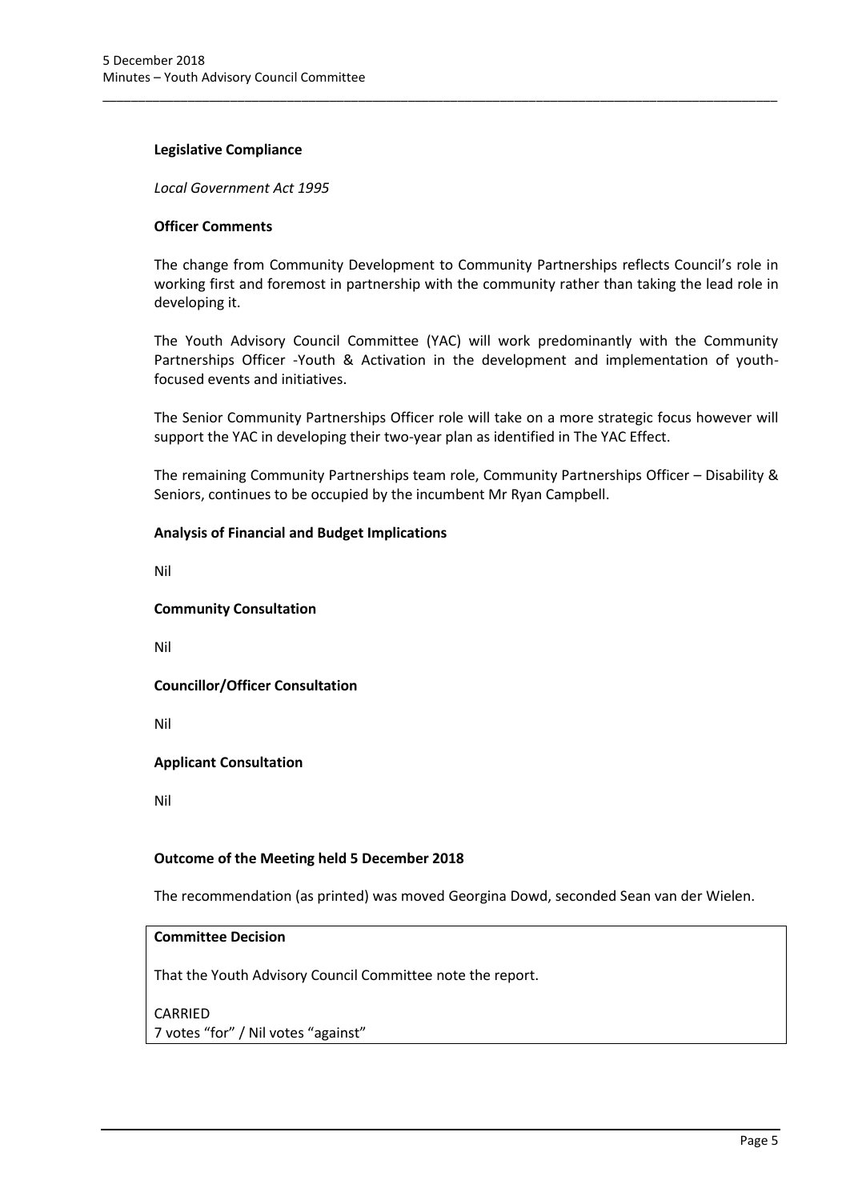**Legislative Compliance**

*Local Government Act 1995*

**Officer Comments**

The change from Community Development to Community Partnerships reflects Council's role in working first and foremost in partnership with the community rather than taking the lead role in developing it.

The Youth Advisory Council Committee (YAC) will work predominantly with the Community Partnerships Officer -Youth & Activation in the development and implementation of youth-focused events and initiatives.

The Senior Community Partnerships Officer role will take on a more strategic focus however will support the YAC in developing their two-year plan as identified in The YAC Effect.

The remaining Community Partnerships team role, Community Partnerships Officer – Disability & Seniors, continues to be occupied by the incumbent Mr Ryan Campbell.

**Analysis of Financial and Budget Implications**

Nil

**Community Consultation**

Nil

**Councillor/Officer Consultation**

Nil

**Applicant Consultation**

Nil

**Outcome of the Meeting held 5 December 2018**

The recommendation (as printed) was moved Georgina Dowd, seconded Sean van der Wielen.

**Committee Decision**

That the Youth Advisory Council Committee note the report.

CARRIED
7 votes "for" / Nil votes "against"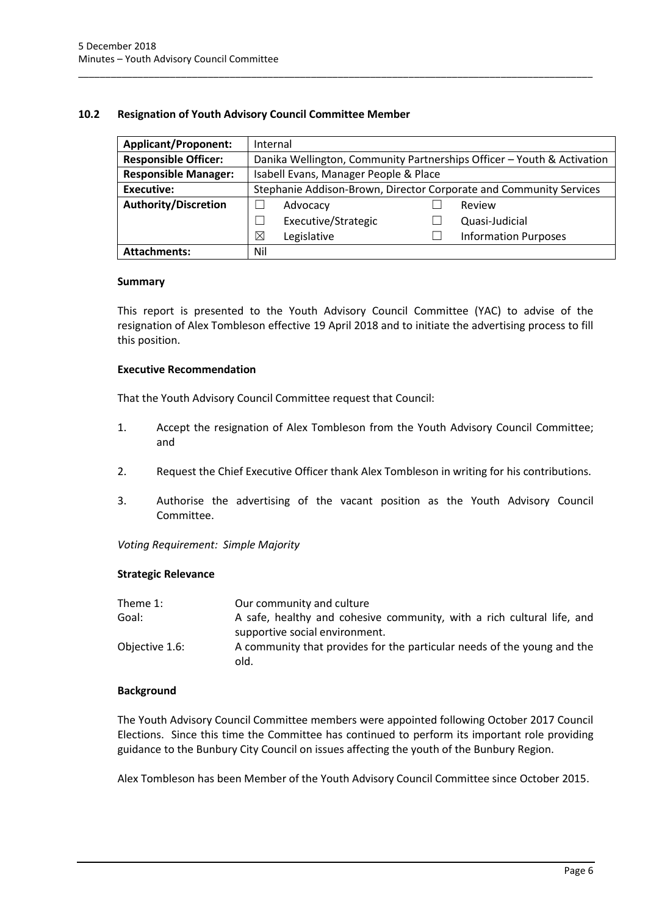## 10.2 Resignation of Youth Advisory Council Committee Member

| **Applicant/Proponent:** | Internal | | | |
|---|---|---|---|---|
| **Responsible Officer:** | Danika Wellington, Community Partnerships Officer – Youth & Activation | | | |
| **Responsible Manager:** | Isabell Evans, Manager People & Place | | | |
| **Executive:** | Stephanie Addison-Brown, Director Corporate and Community Services | | | |
| **Authority/Discretion** | ☐ | Advocacy | ☐ | Review |
| | ☐ | Executive/Strategic | ☐ | Quasi-Judicial |
| | ☒ | Legislative | ☐ | Information Purposes |
| **Attachments:** | Nil | | | |

### Summary

This report is presented to the Youth Advisory Council Committee (YAC) to advise of the resignation of Alex Tombleson effective 19 April 2018 and to initiate the advertising process to fill this position.

### Executive Recommendation

That the Youth Advisory Council Committee request that Council:

1. Accept the resignation of Alex Tombleson from the Youth Advisory Council Committee; and
2. Request the Chief Executive Officer thank Alex Tombleson in writing for his contributions.
3. Authorise the advertising of the vacant position as the Youth Advisory Council Committee.

*Voting Requirement: Simple Majority*

### Strategic Relevance

| | |
|---|---|
| Theme 1: | Our community and culture |
| Goal: | A safe, healthy and cohesive community, with a rich cultural life, and supportive social environment. |
| Objective 1.6: | A community that provides for the particular needs of the young and the old. |

### Background

The Youth Advisory Council Committee members were appointed following October 2017 Council Elections. Since this time the Committee has continued to perform its important role providing guidance to the Bunbury City Council on issues affecting the youth of the Bunbury Region.

Alex Tombleson has been Member of the Youth Advisory Council Committee since October 2015.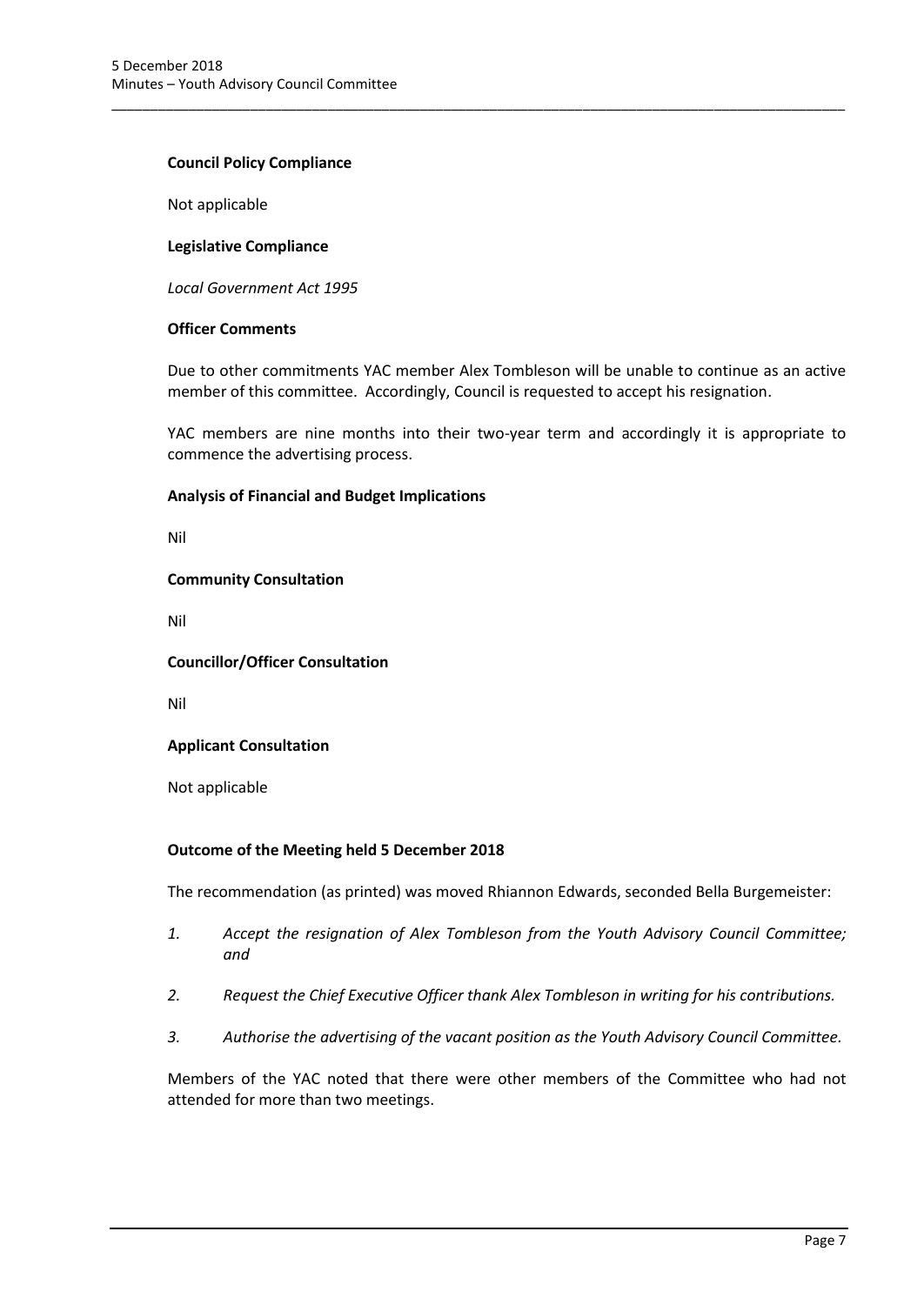**Council Policy Compliance**

Not applicable

**Legislative Compliance**

*Local Government Act 1995*

**Officer Comments**

Due to other commitments YAC member Alex Tombleson will be unable to continue as an active member of this committee. Accordingly, Council is requested to accept his resignation.

YAC members are nine months into their two-year term and accordingly it is appropriate to commence the advertising process.

**Analysis of Financial and Budget Implications**

Nil

**Community Consultation**

Nil

**Councillor/Officer Consultation**

Nil

**Applicant Consultation**

Not applicable

**Outcome of the Meeting held 5 December 2018**

The recommendation (as printed) was moved Rhiannon Edwards, seconded Bella Burgemeister:

1. *Accept the resignation of Alex Tombleson from the Youth Advisory Council Committee; and*

2. *Request the Chief Executive Officer thank Alex Tombleson in writing for his contributions.*

3. *Authorise the advertising of the vacant position as the Youth Advisory Council Committee.*

Members of the YAC noted that there were other members of the Committee who had not attended for more than two meetings.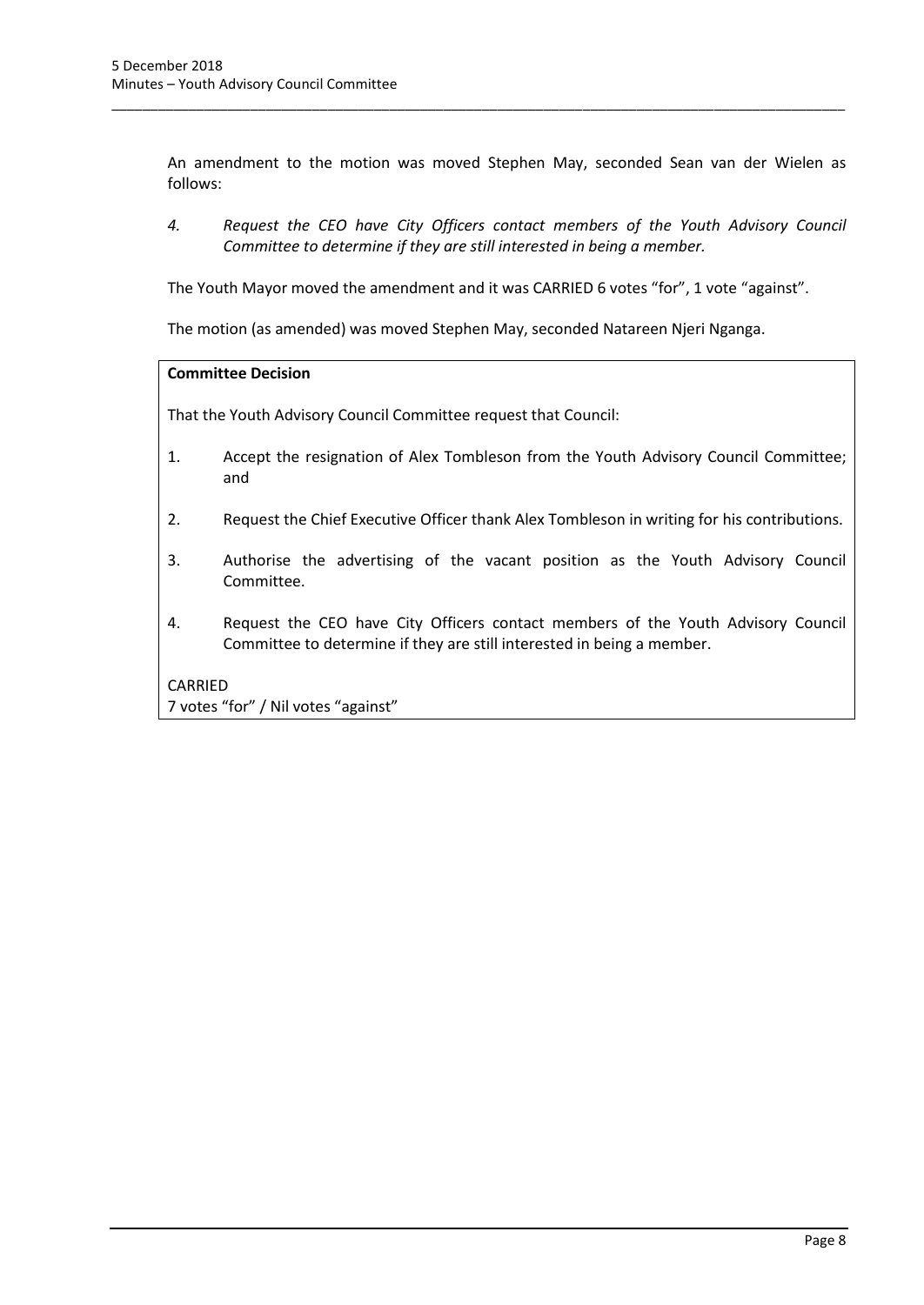An amendment to the motion was moved Stephen May, seconded Sean van der Wielen as follows:

*4. Request the CEO have City Officers contact members of the Youth Advisory Council Committee to determine if they are still interested in being a member.*

The Youth Mayor moved the amendment and it was CARRIED 6 votes "for", 1 vote "against".

The motion (as amended) was moved Stephen May, seconded Natareen Njeri Nganga.

**Committee Decision**

That the Youth Advisory Council Committee request that Council:

1. Accept the resignation of Alex Tombleson from the Youth Advisory Council Committee; and

2. Request the Chief Executive Officer thank Alex Tombleson in writing for his contributions.

3. Authorise the advertising of the vacant position as the Youth Advisory Council Committee.

4. Request the CEO have City Officers contact members of the Youth Advisory Council Committee to determine if they are still interested in being a member.

CARRIED
7 votes "for" / Nil votes "against"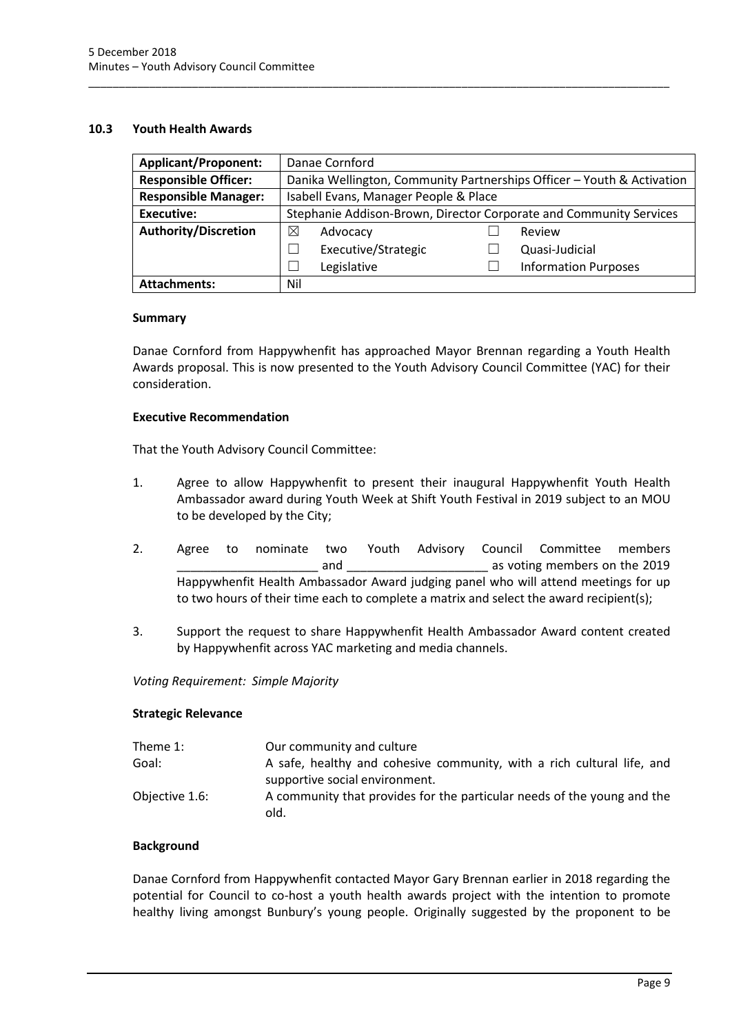## 10.3 Youth Health Awards

| Applicant/Proponent: | Danae Cornford | | |
|---|---|---|---|
| Responsible Officer: | Danika Wellington, Community Partnerships Officer – Youth & Activation | | |
| Responsible Manager: | Isabell Evans, Manager People & Place | | |
| Executive: | Stephanie Addison-Brown, Director Corporate and Community Services | | |
| Authority/Discretion | ☒ Advocacy | ☐ Review | |
| | ☐ Executive/Strategic | ☐ Quasi-Judicial | |
| | ☐ Legislative | ☐ Information Purposes | |
| Attachments: | Nil | | |

### Summary

Danae Cornford from Happywhenfit has approached Mayor Brennan regarding a Youth Health Awards proposal. This is now presented to the Youth Advisory Council Committee (YAC) for their consideration.

### Executive Recommendation

That the Youth Advisory Council Committee:

1. Agree to allow Happywhenfit to present their inaugural Happywhenfit Youth Health Ambassador award during Youth Week at Shift Youth Festival in 2019 subject to an MOU to be developed by the City;

2. Agree to nominate two Youth Advisory Council Committee members _____________________ and _____________________ as voting members on the 2019 Happywhenfit Health Ambassador Award judging panel who will attend meetings for up to two hours of their time each to complete a matrix and select the award recipient(s);

3. Support the request to share Happywhenfit Health Ambassador Award content created by Happywhenfit across YAC marketing and media channels.

*Voting Requirement: Simple Majority*

### Strategic Relevance

| | |
|---|---|
| Theme 1: | Our community and culture |
| Goal: | A safe, healthy and cohesive community, with a rich cultural life, and supportive social environment. |
| Objective 1.6: | A community that provides for the particular needs of the young and the old. |

### Background

Danae Cornford from Happywhenfit contacted Mayor Gary Brennan earlier in 2018 regarding the potential for Council to co-host a youth health awards project with the intention to promote healthy living amongst Bunbury's young people. Originally suggested by the proponent to be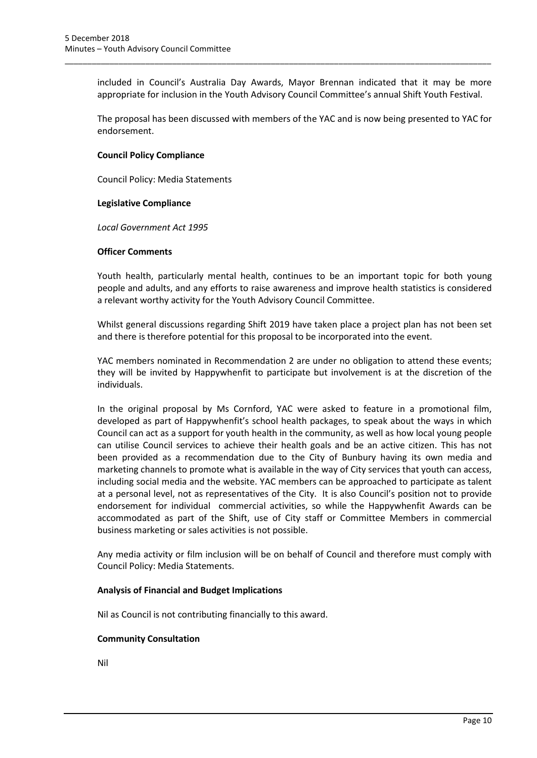included in Council's Australia Day Awards, Mayor Brennan indicated that it may be more appropriate for inclusion in the Youth Advisory Council Committee's annual Shift Youth Festival.

The proposal has been discussed with members of the YAC and is now being presented to YAC for endorsement.

**Council Policy Compliance**

Council Policy: Media Statements

**Legislative Compliance**

*Local Government Act 1995*

**Officer Comments**

Youth health, particularly mental health, continues to be an important topic for both young people and adults, and any efforts to raise awareness and improve health statistics is considered a relevant worthy activity for the Youth Advisory Council Committee.

Whilst general discussions regarding Shift 2019 have taken place a project plan has not been set and there is therefore potential for this proposal to be incorporated into the event.

YAC members nominated in Recommendation 2 are under no obligation to attend these events; they will be invited by Happywhenfit to participate but involvement is at the discretion of the individuals.

In the original proposal by Ms Cornford, YAC were asked to feature in a promotional film, developed as part of Happywhenfit's school health packages, to speak about the ways in which Council can act as a support for youth health in the community, as well as how local young people can utilise Council services to achieve their health goals and be an active citizen. This has not been provided as a recommendation due to the City of Bunbury having its own media and marketing channels to promote what is available in the way of City services that youth can access, including social media and the website. YAC members can be approached to participate as talent at a personal level, not as representatives of the City. It is also Council's position not to provide endorsement for individual commercial activities, so while the Happywhenfit Awards can be accommodated as part of the Shift, use of City staff or Committee Members in commercial business marketing or sales activities is not possible.

Any media activity or film inclusion will be on behalf of Council and therefore must comply with Council Policy: Media Statements.

**Analysis of Financial and Budget Implications**

Nil as Council is not contributing financially to this award.

**Community Consultation**

Nil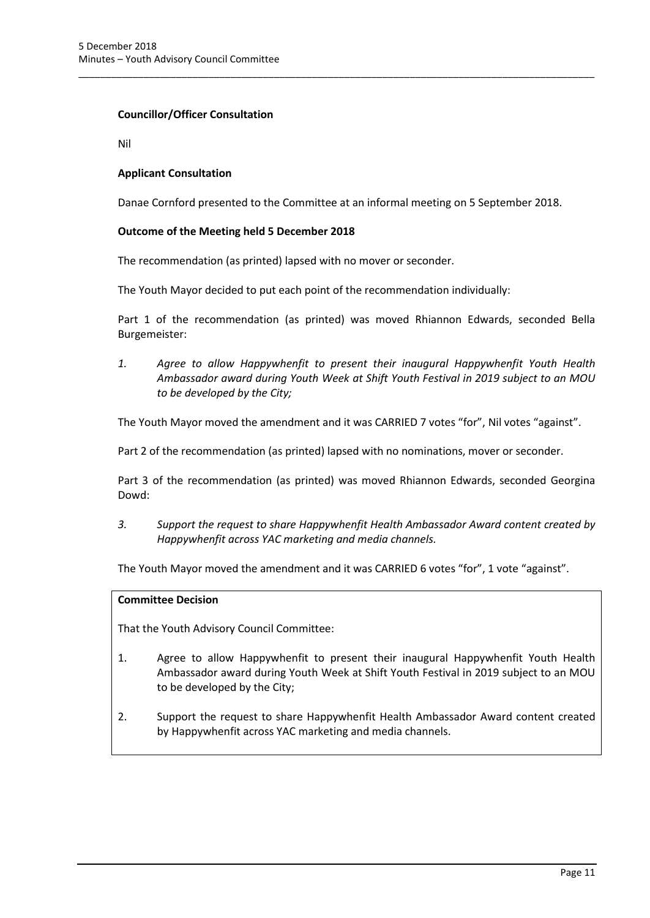**Councillor/Officer Consultation**

Nil

**Applicant Consultation**

Danae Cornford presented to the Committee at an informal meeting on 5 September 2018.

**Outcome of the Meeting held 5 December 2018**

The recommendation (as printed) lapsed with no mover or seconder.

The Youth Mayor decided to put each point of the recommendation individually:

Part 1 of the recommendation (as printed) was moved Rhiannon Edwards, seconded Bella Burgemeister:

1. *Agree to allow Happywhenfit to present their inaugural Happywhenfit Youth Health Ambassador award during Youth Week at Shift Youth Festival in 2019 subject to an MOU to be developed by the City;*

The Youth Mayor moved the amendment and it was CARRIED 7 votes "for", Nil votes "against".

Part 2 of the recommendation (as printed) lapsed with no nominations, mover or seconder.

Part 3 of the recommendation (as printed) was moved Rhiannon Edwards, seconded Georgina Dowd:

3. *Support the request to share Happywhenfit Health Ambassador Award content created by Happywhenfit across YAC marketing and media channels.*

The Youth Mayor moved the amendment and it was CARRIED 6 votes "for", 1 vote "against".

**Committee Decision**

That the Youth Advisory Council Committee:

1. Agree to allow Happywhenfit to present their inaugural Happywhenfit Youth Health Ambassador award during Youth Week at Shift Youth Festival in 2019 subject to an MOU to be developed by the City;
2. Support the request to share Happywhenfit Health Ambassador Award content created by Happywhenfit across YAC marketing and media channels.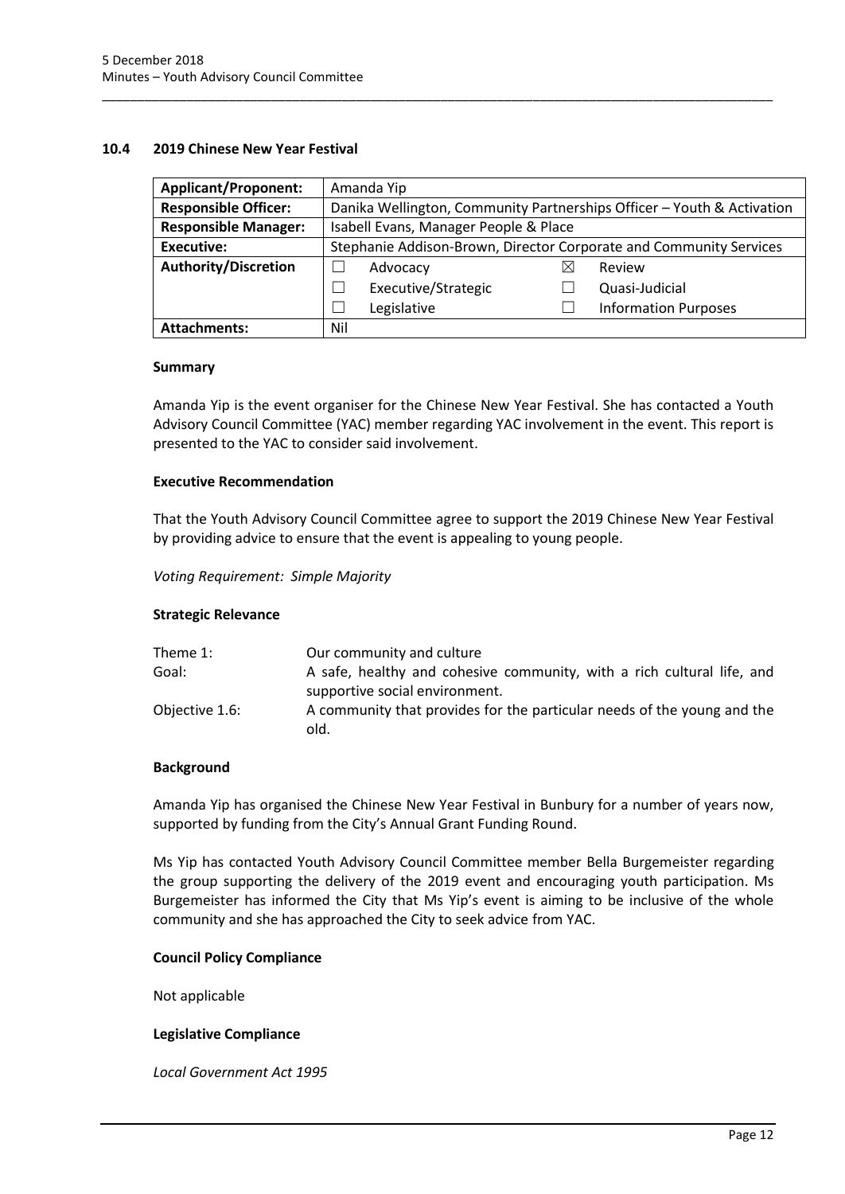## 10.4 2019 Chinese New Year Festival

| **Applicant/Proponent:** | Amanda Yip | | |
|---|---|---|---|
| **Responsible Officer:** | Danika Wellington, Community Partnerships Officer – Youth & Activation | | |
| **Responsible Manager:** | Isabell Evans, Manager People & Place | | |
| **Executive:** | Stephanie Addison-Brown, Director Corporate and Community Services | | |
| **Authority/Discretion** | ☐ Advocacy | ☒ Review | |
| | ☐ Executive/Strategic | ☐ Quasi-Judicial | |
| | ☐ Legislative | ☐ Information Purposes | |
| **Attachments:** | Nil | | |

### Summary

Amanda Yip is the event organiser for the Chinese New Year Festival. She has contacted a Youth Advisory Council Committee (YAC) member regarding YAC involvement in the event. This report is presented to the YAC to consider said involvement.

### Executive Recommendation

That the Youth Advisory Council Committee agree to support the 2019 Chinese New Year Festival by providing advice to ensure that the event is appealing to young people.

*Voting Requirement: Simple Majority*

### Strategic Relevance

| | |
|---|---|
| Theme 1: | Our community and culture |
| Goal: | A safe, healthy and cohesive community, with a rich cultural life, and supportive social environment. |
| Objective 1.6: | A community that provides for the particular needs of the young and the old. |

### Background

Amanda Yip has organised the Chinese New Year Festival in Bunbury for a number of years now, supported by funding from the City's Annual Grant Funding Round.

Ms Yip has contacted Youth Advisory Council Committee member Bella Burgemeister regarding the group supporting the delivery of the 2019 event and encouraging youth participation. Ms Burgemeister has informed the City that Ms Yip's event is aiming to be inclusive of the whole community and she has approached the City to seek advice from YAC.

### Council Policy Compliance

Not applicable

### Legislative Compliance

*Local Government Act 1995*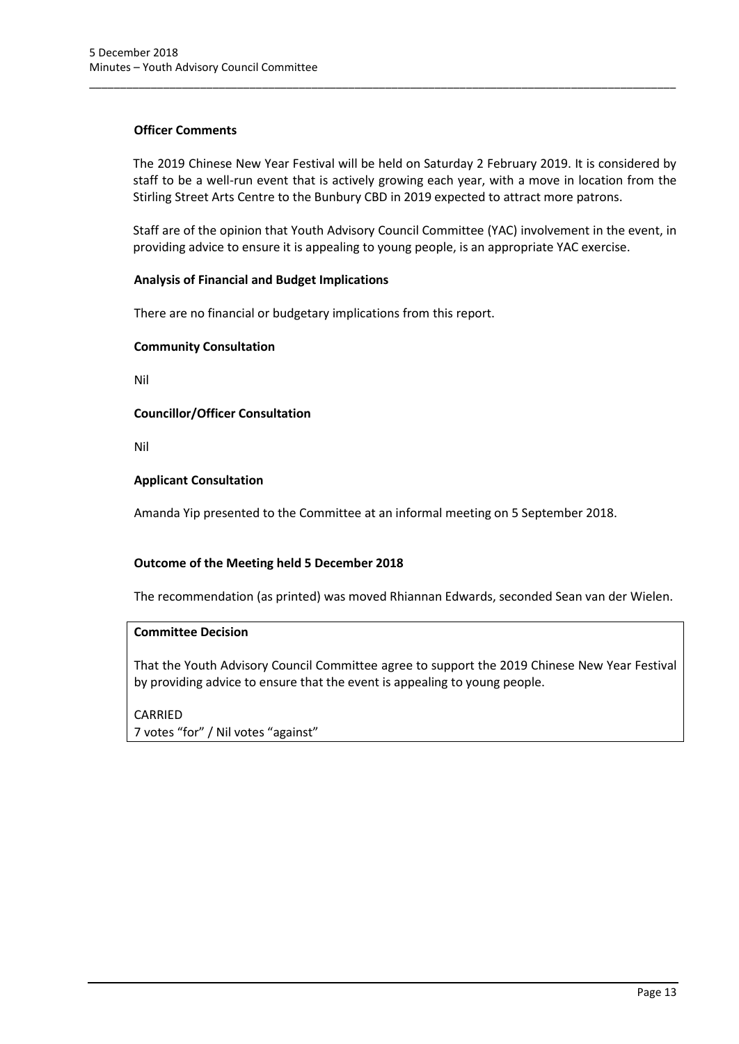**Officer Comments**

The 2019 Chinese New Year Festival will be held on Saturday 2 February 2019. It is considered by staff to be a well-run event that is actively growing each year, with a move in location from the Stirling Street Arts Centre to the Bunbury CBD in 2019 expected to attract more patrons.

Staff are of the opinion that Youth Advisory Council Committee (YAC) involvement in the event, in providing advice to ensure it is appealing to young people, is an appropriate YAC exercise.

**Analysis of Financial and Budget Implications**

There are no financial or budgetary implications from this report.

**Community Consultation**

Nil

**Councillor/Officer Consultation**

Nil

**Applicant Consultation**

Amanda Yip presented to the Committee at an informal meeting on 5 September 2018.

**Outcome of the Meeting held 5 December 2018**

The recommendation (as printed) was moved Rhiannan Edwards, seconded Sean van der Wielen.

**Committee Decision**

That the Youth Advisory Council Committee agree to support the 2019 Chinese New Year Festival by providing advice to ensure that the event is appealing to young people.

CARRIED
7 votes "for" / Nil votes "against"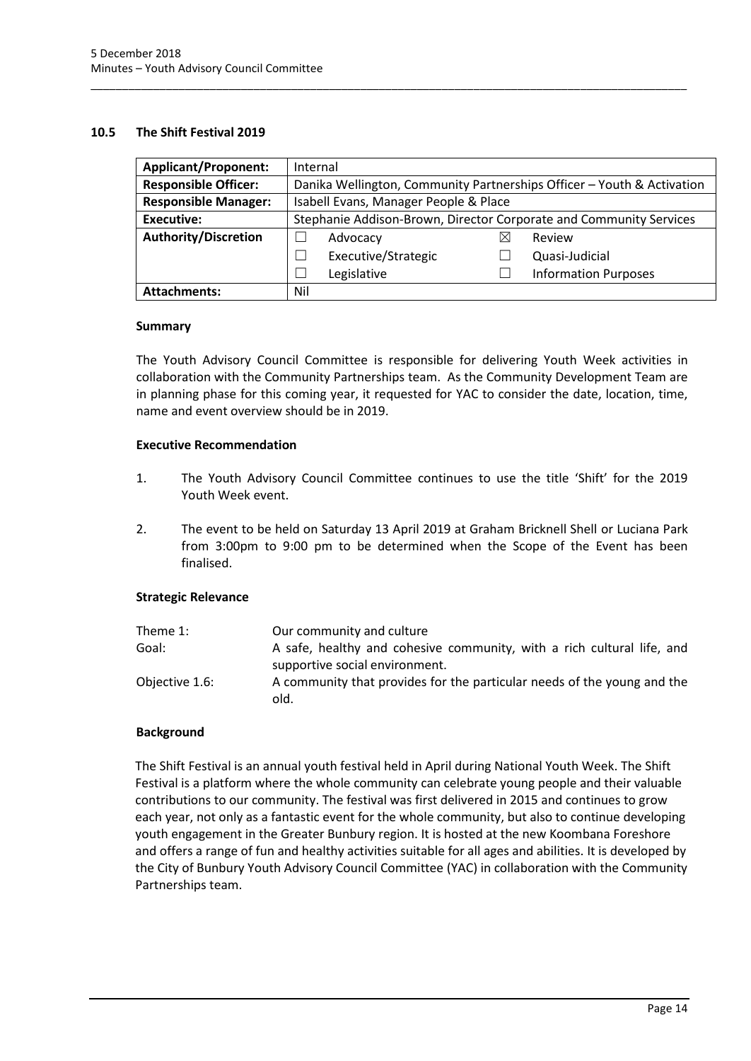### 10.5 The Shift Festival 2019

| **Applicant/Proponent:** | Internal | | | |
|---|---|---|---|---|
| **Responsible Officer:** | Danika Wellington, Community Partnerships Officer – Youth & Activation | | | |
| **Responsible Manager:** | Isabell Evans, Manager People & Place | | | |
| **Executive:** | Stephanie Addison-Brown, Director Corporate and Community Services | | | |
| **Authority/Discretion** | ☐ | Advocacy | ☒ | Review |
| | ☐ | Executive/Strategic | ☐ | Quasi-Judicial |
| | ☐ | Legislative | ☐ | Information Purposes |
| **Attachments:** | Nil | | | |

#### Summary

The Youth Advisory Council Committee is responsible for delivering Youth Week activities in collaboration with the Community Partnerships team. As the Community Development Team are in planning phase for this coming year, it requested for YAC to consider the date, location, time, name and event overview should be in 2019.

#### Executive Recommendation

1. The Youth Advisory Council Committee continues to use the title 'Shift' for the 2019 Youth Week event.

2. The event to be held on Saturday 13 April 2019 at Graham Bricknell Shell or Luciana Park from 3:00pm to 9:00 pm to be determined when the Scope of the Event has been finalised.

#### Strategic Relevance

| | |
|---|---|
| Theme 1: | Our community and culture |
| Goal: | A safe, healthy and cohesive community, with a rich cultural life, and supportive social environment. |
| Objective 1.6: | A community that provides for the particular needs of the young and the old. |

#### Background

The Shift Festival is an annual youth festival held in April during National Youth Week. The Shift Festival is a platform where the whole community can celebrate young people and their valuable contributions to our community. The festival was first delivered in 2015 and continues to grow each year, not only as a fantastic event for the whole community, but also to continue developing youth engagement in the Greater Bunbury region. It is hosted at the new Koombana Foreshore and offers a range of fun and healthy activities suitable for all ages and abilities. It is developed by the City of Bunbury Youth Advisory Council Committee (YAC) in collaboration with the Community Partnerships team.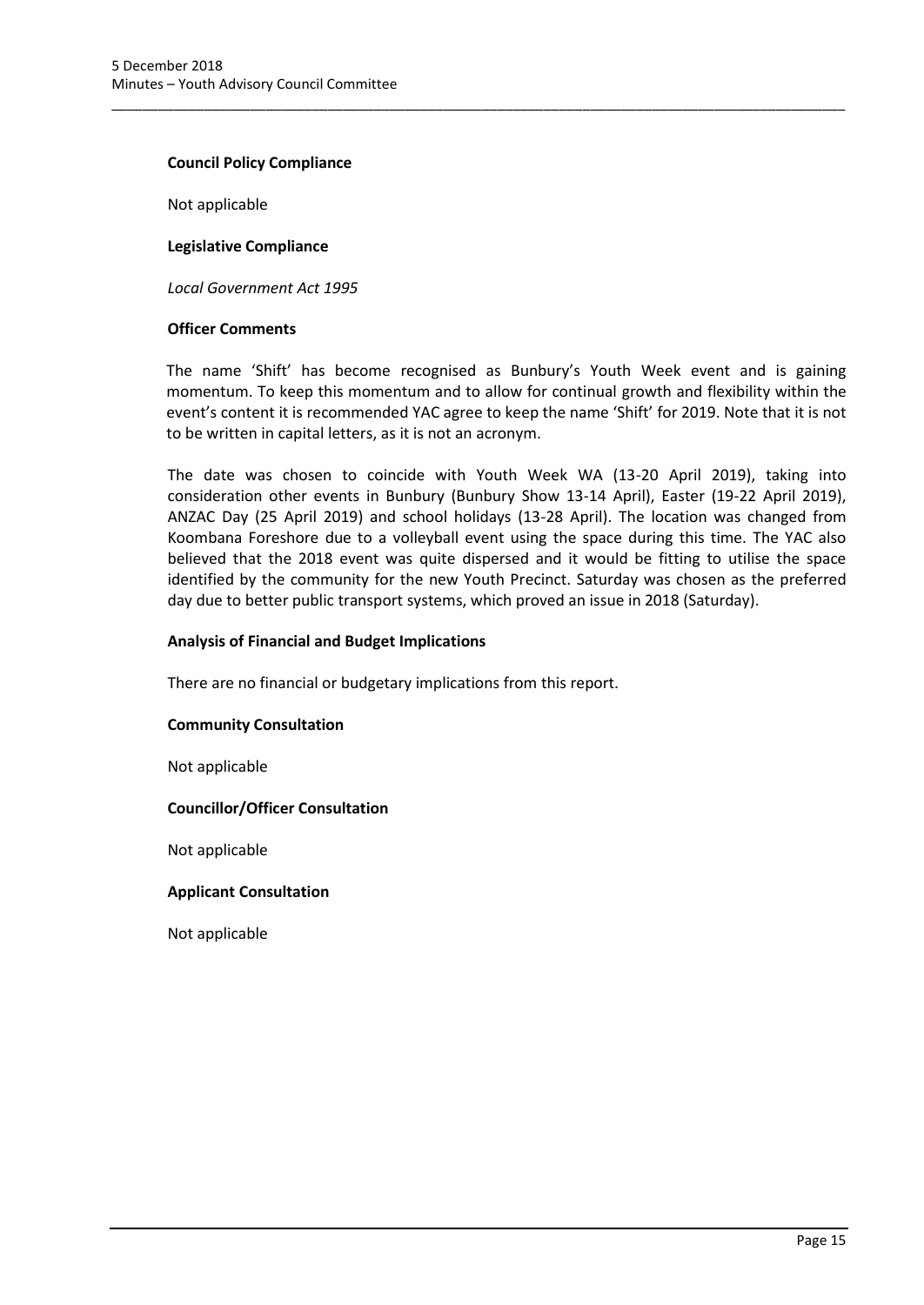**Council Policy Compliance**

Not applicable

**Legislative Compliance**

*Local Government Act 1995*

**Officer Comments**

The name 'Shift' has become recognised as Bunbury's Youth Week event and is gaining momentum. To keep this momentum and to allow for continual growth and flexibility within the event's content it is recommended YAC agree to keep the name 'Shift' for 2019. Note that it is not to be written in capital letters, as it is not an acronym.

The date was chosen to coincide with Youth Week WA (13-20 April 2019), taking into consideration other events in Bunbury (Bunbury Show 13-14 April), Easter (19-22 April 2019), ANZAC Day (25 April 2019) and school holidays (13-28 April). The location was changed from Koombana Foreshore due to a volleyball event using the space during this time. The YAC also believed that the 2018 event was quite dispersed and it would be fitting to utilise the space identified by the community for the new Youth Precinct. Saturday was chosen as the preferred day due to better public transport systems, which proved an issue in 2018 (Saturday).

**Analysis of Financial and Budget Implications**

There are no financial or budgetary implications from this report.

**Community Consultation**

Not applicable

**Councillor/Officer Consultation**

Not applicable

**Applicant Consultation**

Not applicable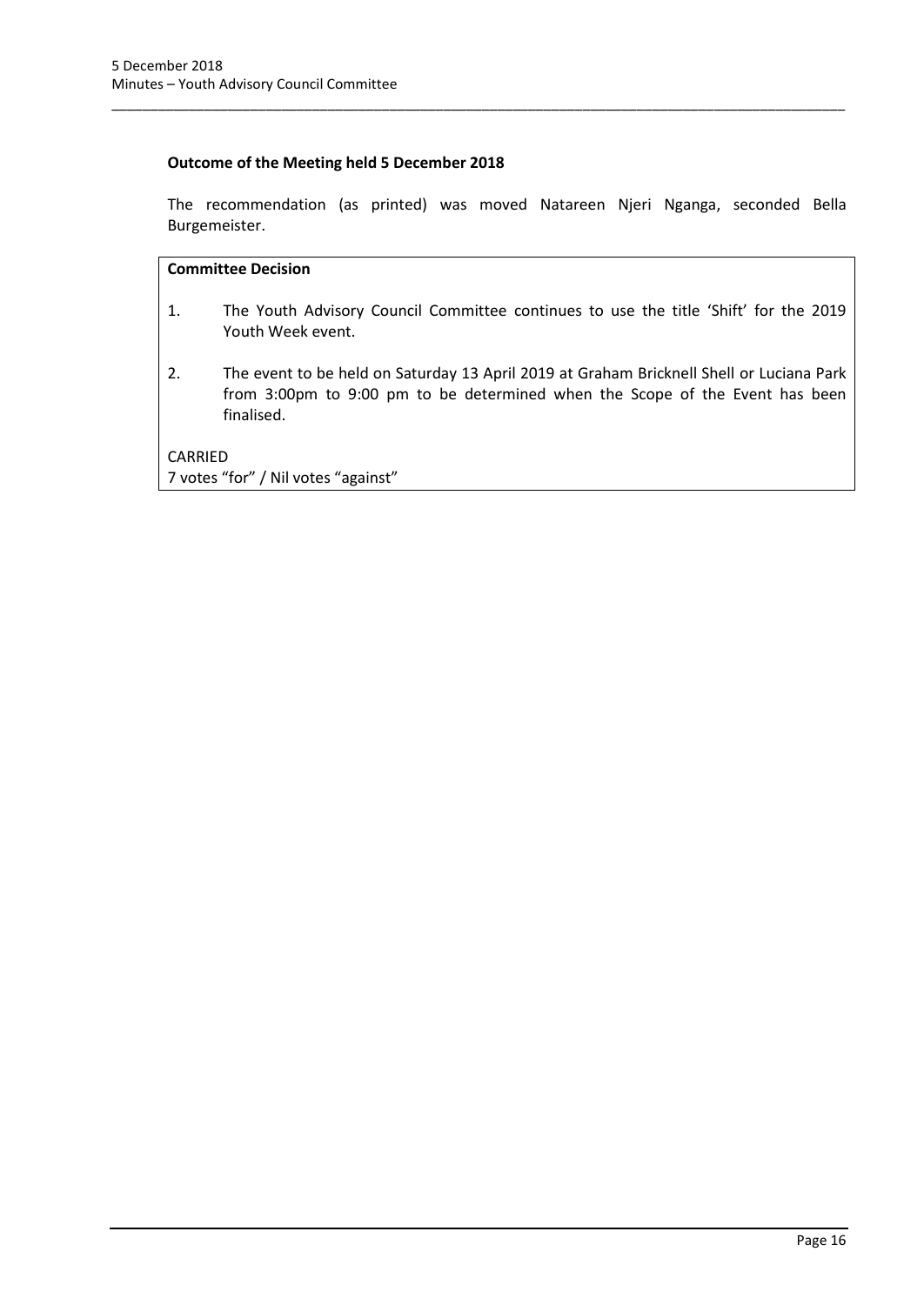**Outcome of the Meeting held 5 December 2018**

The recommendation (as printed) was moved Natareen Njeri Nganga, seconded Bella Burgemeister.

**Committee Decision**

1. The Youth Advisory Council Committee continues to use the title 'Shift' for the 2019 Youth Week event.

2. The event to be held on Saturday 13 April 2019 at Graham Bricknell Shell or Luciana Park from 3:00pm to 9:00 pm to be determined when the Scope of the Event has been finalised.

CARRIED
7 votes "for" / Nil votes "against"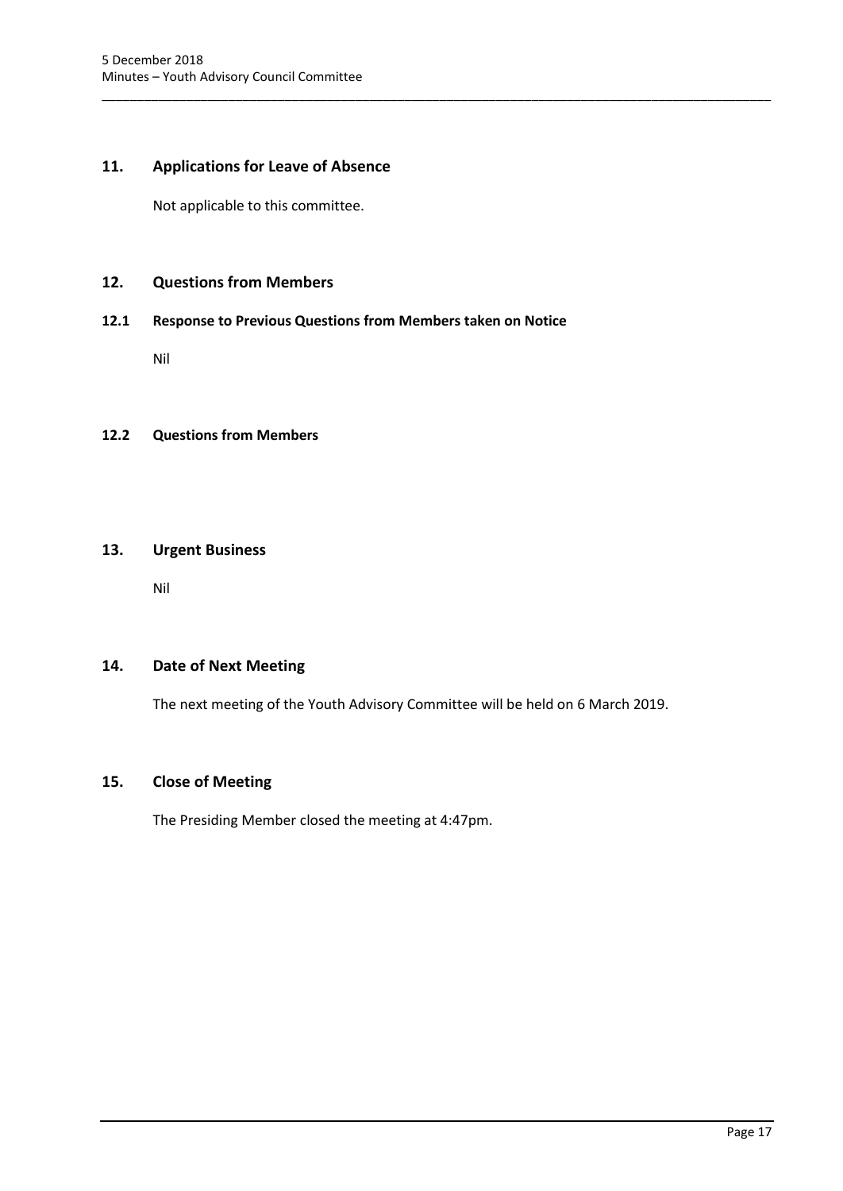## 11. Applications for Leave of Absence

Not applicable to this committee.

## 12. Questions from Members

### 12.1 Response to Previous Questions from Members taken on Notice

Nil

### 12.2 Questions from Members

## 13. Urgent Business

Nil

## 14. Date of Next Meeting

The next meeting of the Youth Advisory Committee will be held on 6 March 2019.

## 15. Close of Meeting

The Presiding Member closed the meeting at 4:47pm.